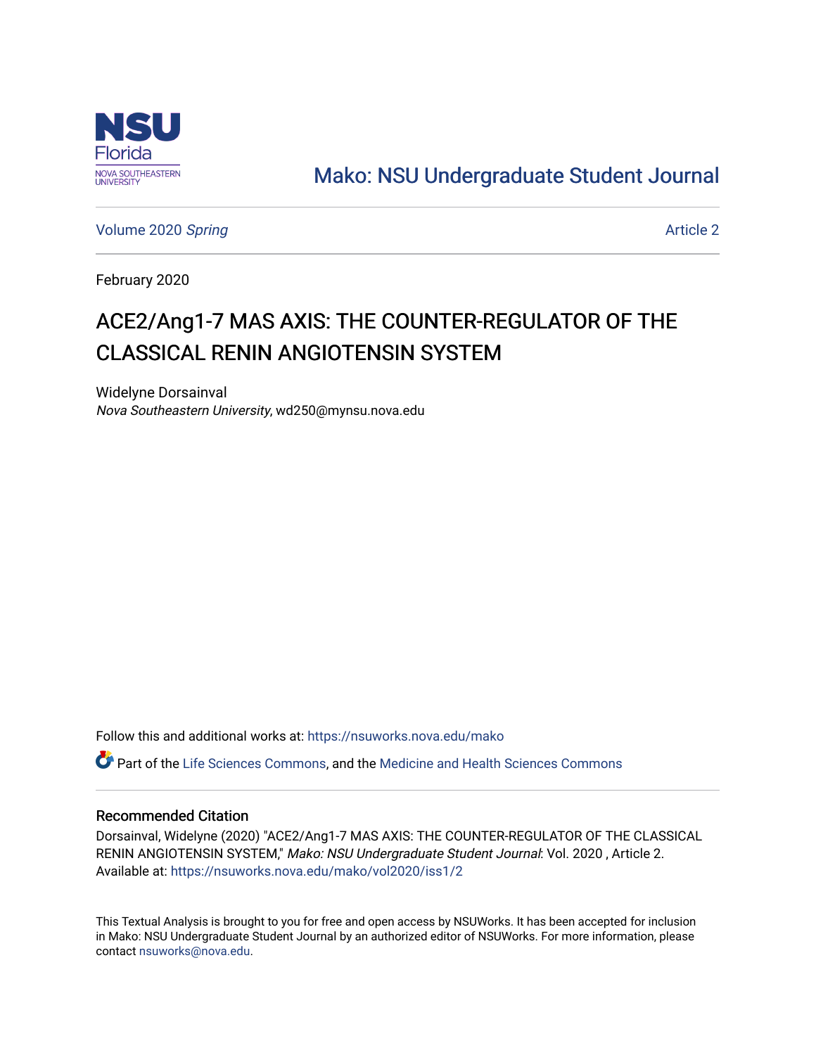NSU Florida
NOVA SOUTHEASTERN UNIVERSITY

[Mako: NSU Undergraduate Student Journal](https://nsuworks.nova.edu/mako)

Volume 2020 *Spring* — Article 2

February 2020

# ACE2/Ang1-7 MAS AXIS: THE COUNTER-REGULATOR OF THE CLASSICAL RENIN ANGIOTENSIN SYSTEM

Widelyne Dorsainval
*Nova Southeastern University*, wd250@mynsu.nova.edu

Follow this and additional works at: https://nsuworks.nova.edu/mako

Part of the Life Sciences Commons, and the Medicine and Health Sciences Commons

## Recommended Citation

Dorsainval, Widelyne (2020) "ACE2/Ang1-7 MAS AXIS: THE COUNTER-REGULATOR OF THE CLASSICAL RENIN ANGIOTENSIN SYSTEM," *Mako: NSU Undergraduate Student Journal*: Vol. 2020 , Article 2.
Available at: https://nsuworks.nova.edu/mako/vol2020/iss1/2

This Textual Analysis is brought to you for free and open access by NSUWorks. It has been accepted for inclusion in Mako: NSU Undergraduate Student Journal by an authorized editor of NSUWorks. For more information, please contact nsuworks@nova.edu.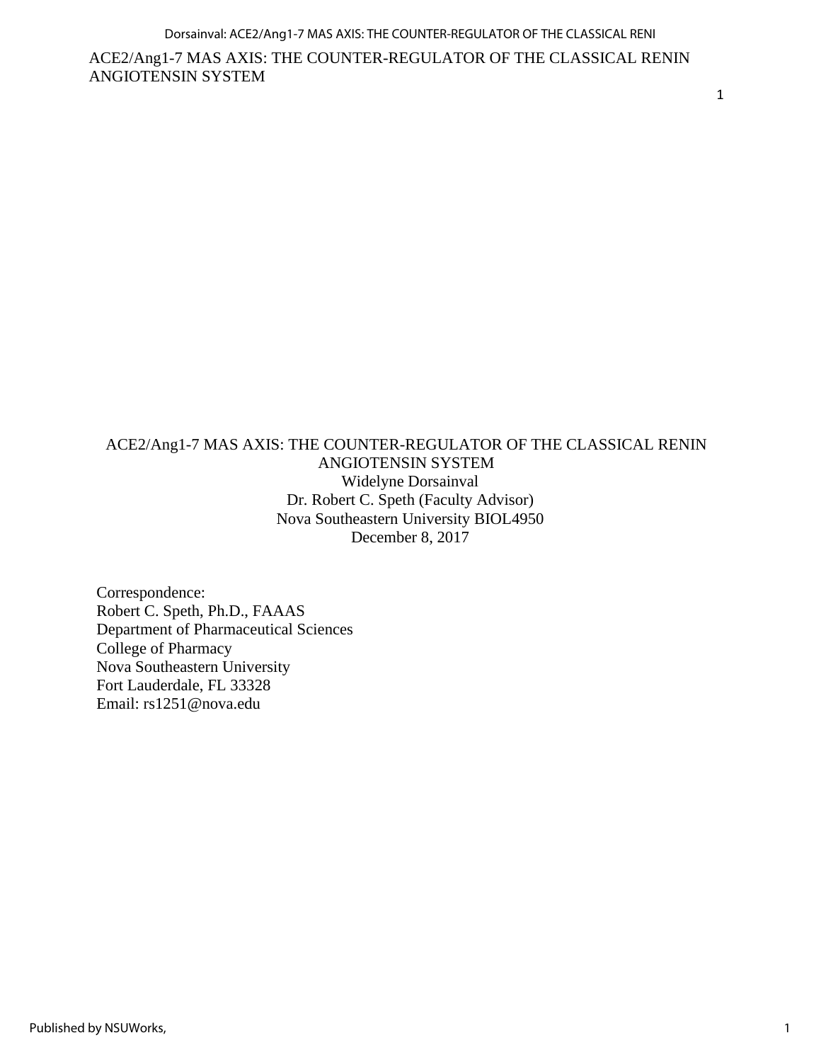# ACE2/Ang1-7 MAS AXIS: THE COUNTER-REGULATOR OF THE CLASSICAL RENIN ANGIOTENSIN SYSTEM

Widelyne Dorsainval

Dr. Robert C. Speth (Faculty Advisor)

Nova Southeastern University BIOL4950

December 8, 2017

Correspondence:
Robert C. Speth, Ph.D., FAAAS
Department of Pharmaceutical Sciences
College of Pharmacy
Nova Southeastern University
Fort Lauderdale, FL 33328
Email: rs1251@nova.edu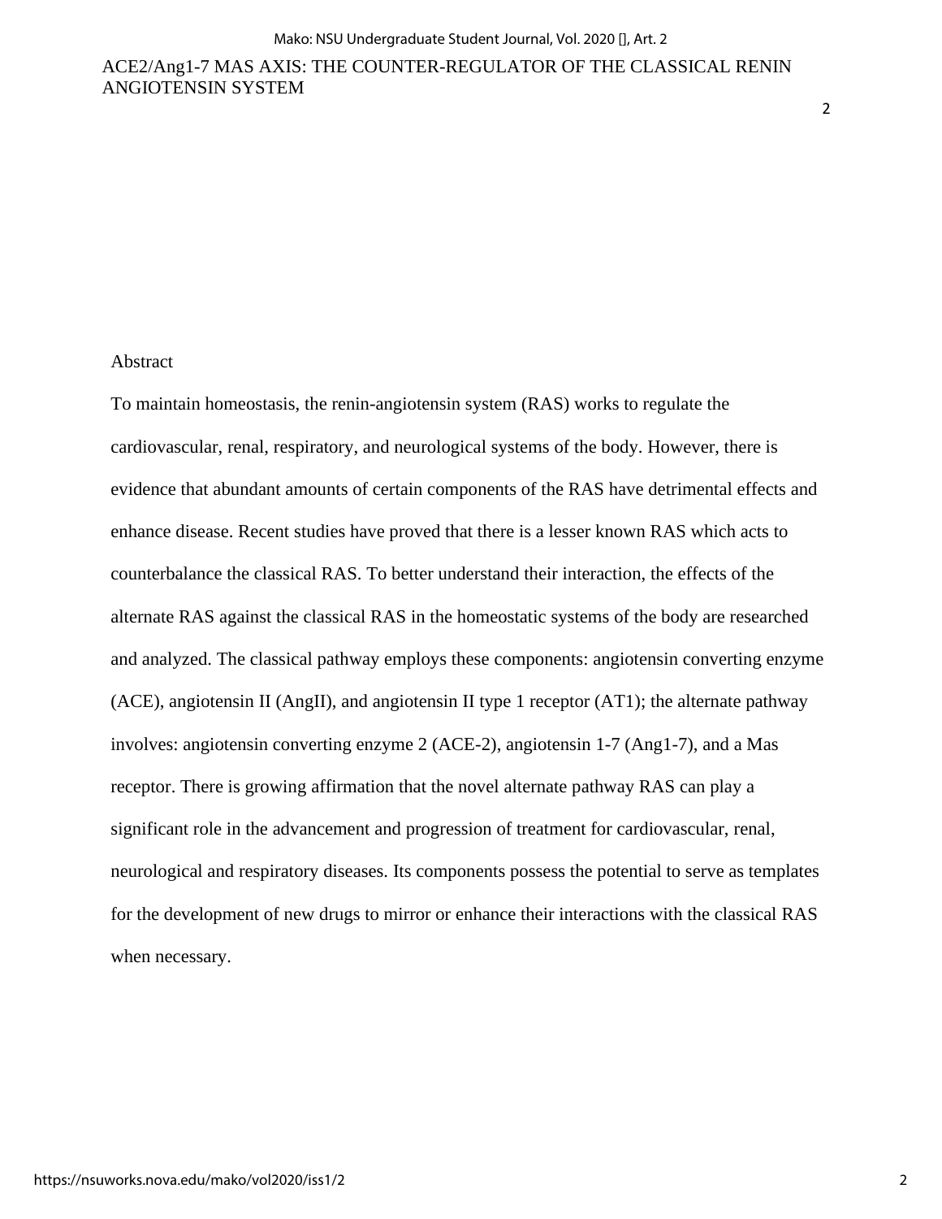## Abstract

To maintain homeostasis, the renin-angiotensin system (RAS) works to regulate the cardiovascular, renal, respiratory, and neurological systems of the body. However, there is evidence that abundant amounts of certain components of the RAS have detrimental effects and enhance disease. Recent studies have proved that there is a lesser known RAS which acts to counterbalance the classical RAS. To better understand their interaction, the effects of the alternate RAS against the classical RAS in the homeostatic systems of the body are researched and analyzed. The classical pathway employs these components: angiotensin converting enzyme (ACE), angiotensin II (AngII), and angiotensin II type 1 receptor (AT1); the alternate pathway involves: angiotensin converting enzyme 2 (ACE-2), angiotensin 1-7 (Ang1-7), and a Mas receptor. There is growing affirmation that the novel alternate pathway RAS can play a significant role in the advancement and progression of treatment for cardiovascular, renal, neurological and respiratory diseases. Its components possess the potential to serve as templates for the development of new drugs to mirror or enhance their interactions with the classical RAS when necessary.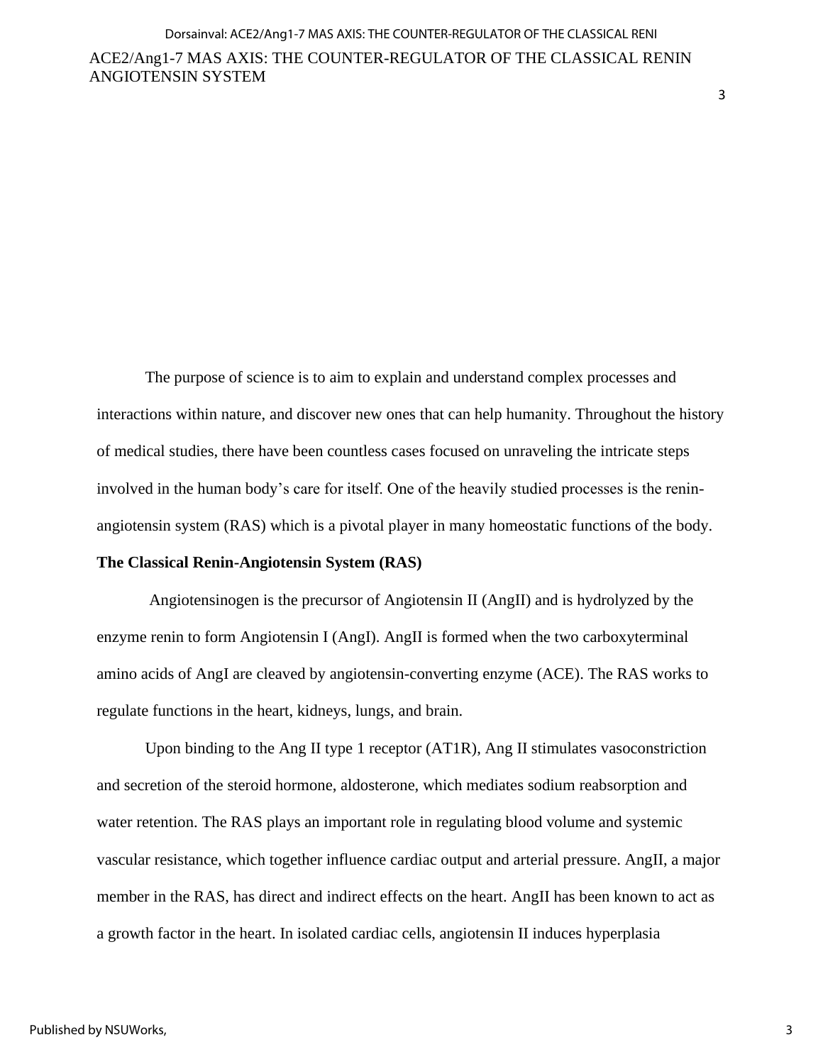The purpose of science is to aim to explain and understand complex processes and interactions within nature, and discover new ones that can help humanity. Throughout the history of medical studies, there have been countless cases focused on unraveling the intricate steps involved in the human body's care for itself. One of the heavily studied processes is the renin-angiotensin system (RAS) which is a pivotal player in many homeostatic functions of the body.

**The Classical Renin-Angiotensin System (RAS)**

Angiotensinogen is the precursor of Angiotensin II (AngII) and is hydrolyzed by the enzyme renin to form Angiotensin I (AngI). AngII is formed when the two carboxyterminal amino acids of AngI are cleaved by angiotensin-converting enzyme (ACE). The RAS works to regulate functions in the heart, kidneys, lungs, and brain.

Upon binding to the Ang II type 1 receptor (AT1R), Ang II stimulates vasoconstriction and secretion of the steroid hormone, aldosterone, which mediates sodium reabsorption and water retention. The RAS plays an important role in regulating blood volume and systemic vascular resistance, which together influence cardiac output and arterial pressure. AngII, a major member in the RAS, has direct and indirect effects on the heart. AngII has been known to act as a growth factor in the heart. In isolated cardiac cells, angiotensin II induces hyperplasia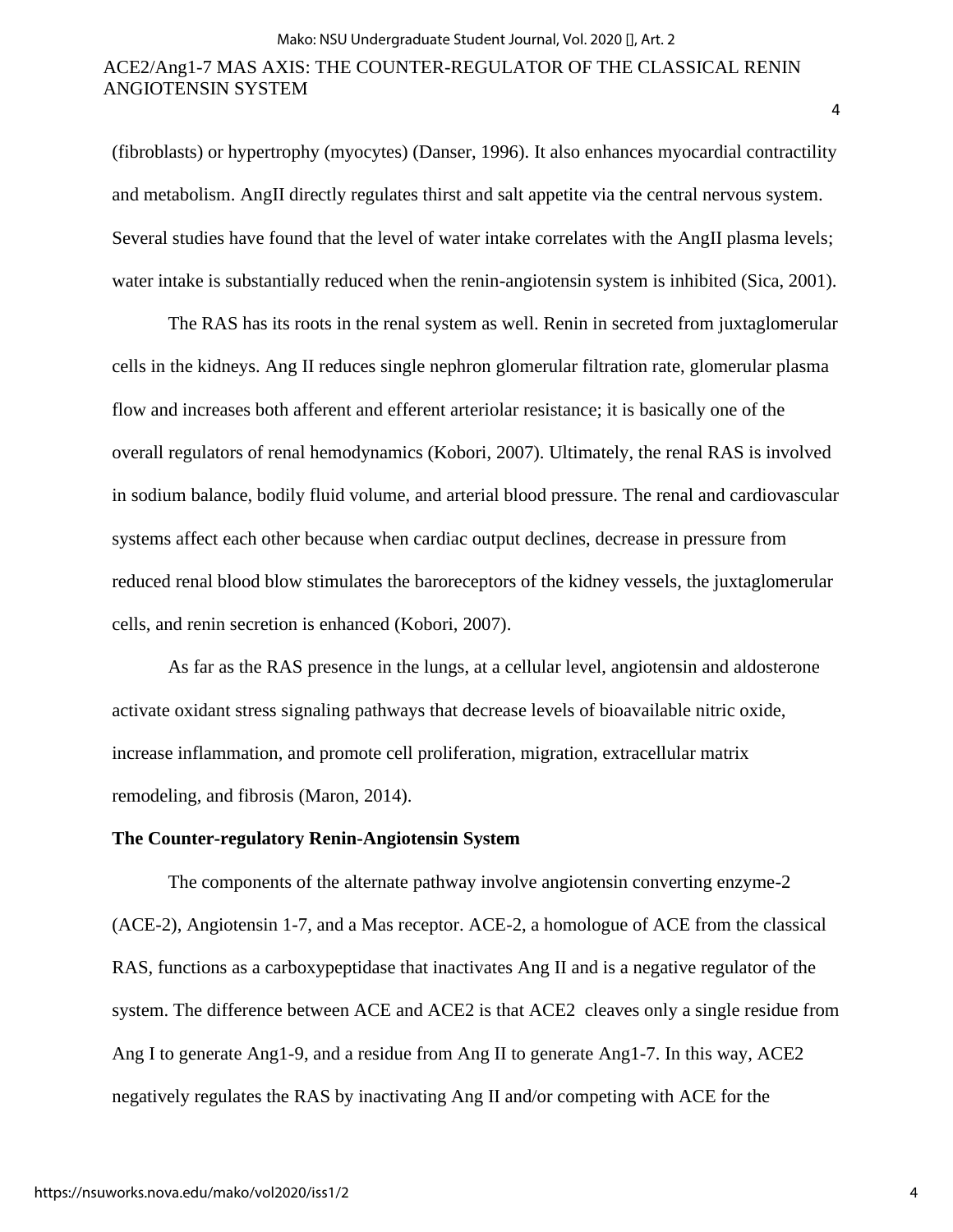(fibroblasts) or hypertrophy (myocytes) (Danser, 1996). It also enhances myocardial contractility and metabolism. AngII directly regulates thirst and salt appetite via the central nervous system. Several studies have found that the level of water intake correlates with the AngII plasma levels; water intake is substantially reduced when the renin-angiotensin system is inhibited (Sica, 2001).

The RAS has its roots in the renal system as well. Renin in secreted from juxtaglomerular cells in the kidneys. Ang II reduces single nephron glomerular filtration rate, glomerular plasma flow and increases both afferent and efferent arteriolar resistance; it is basically one of the overall regulators of renal hemodynamics (Kobori, 2007). Ultimately, the renal RAS is involved in sodium balance, bodily fluid volume, and arterial blood pressure. The renal and cardiovascular systems affect each other because when cardiac output declines, decrease in pressure from reduced renal blood blow stimulates the baroreceptors of the kidney vessels, the juxtaglomerular cells, and renin secretion is enhanced (Kobori, 2007).

As far as the RAS presence in the lungs, at a cellular level, angiotensin and aldosterone activate oxidant stress signaling pathways that decrease levels of bioavailable nitric oxide, increase inflammation, and promote cell proliferation, migration, extracellular matrix remodeling, and fibrosis (Maron, 2014).

### The Counter-regulatory Renin-Angiotensin System

The components of the alternate pathway involve angiotensin converting enzyme-2 (ACE-2), Angiotensin 1-7, and a Mas receptor. ACE-2, a homologue of ACE from the classical RAS, functions as a carboxypeptidase that inactivates Ang II and is a negative regulator of the system. The difference between ACE and ACE2 is that ACE2 cleaves only a single residue from Ang I to generate Ang1-9, and a residue from Ang II to generate Ang1-7. In this way, ACE2 negatively regulates the RAS by inactivating Ang II and/or competing with ACE for the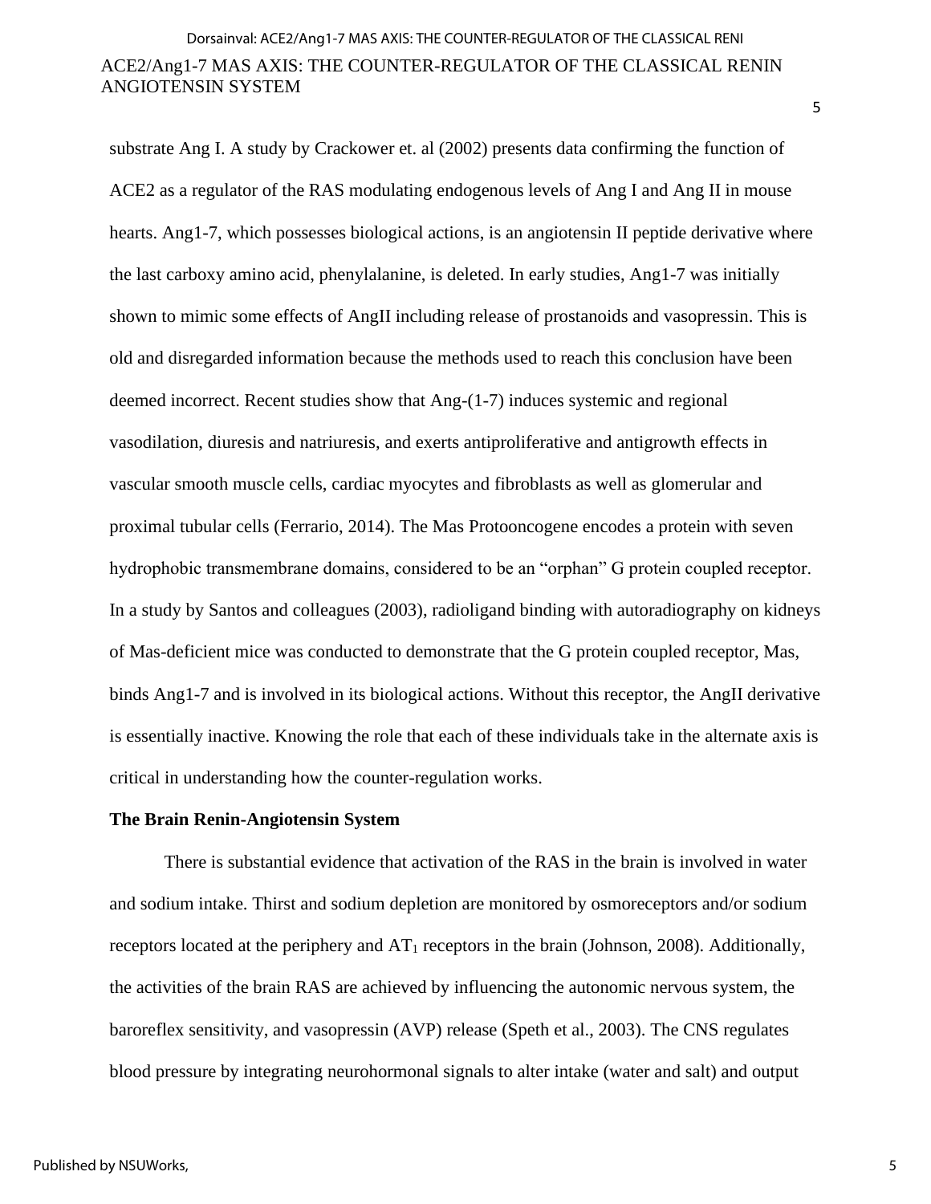substrate Ang I. A study by Crackower et. al (2002) presents data confirming the function of ACE2 as a regulator of the RAS modulating endogenous levels of Ang I and Ang II in mouse hearts. Ang1-7, which possesses biological actions, is an angiotensin II peptide derivative where the last carboxy amino acid, phenylalanine, is deleted. In early studies, Ang1-7 was initially shown to mimic some effects of AngII including release of prostanoids and vasopressin. This is old and disregarded information because the methods used to reach this conclusion have been deemed incorrect. Recent studies show that Ang-(1-7) induces systemic and regional vasodilation, diuresis and natriuresis, and exerts antiproliferative and antigrowth effects in vascular smooth muscle cells, cardiac myocytes and fibroblasts as well as glomerular and proximal tubular cells (Ferrario, 2014). The Mas Protooncogene encodes a protein with seven hydrophobic transmembrane domains, considered to be an "orphan" G protein coupled receptor. In a study by Santos and colleagues (2003), radioligand binding with autoradiography on kidneys of Mas-deficient mice was conducted to demonstrate that the G protein coupled receptor, Mas, binds Ang1-7 and is involved in its biological actions. Without this receptor, the AngII derivative is essentially inactive. Knowing the role that each of these individuals take in the alternate axis is critical in understanding how the counter-regulation works.

**The Brain Renin-Angiotensin System**

There is substantial evidence that activation of the RAS in the brain is involved in water and sodium intake. Thirst and sodium depletion are monitored by osmoreceptors and/or sodium receptors located at the periphery and $AT_1$ receptors in the brain (Johnson, 2008). Additionally, the activities of the brain RAS are achieved by influencing the autonomic nervous system, the baroreflex sensitivity, and vasopressin (AVP) release (Speth et al., 2003). The CNS regulates blood pressure by integrating neurohormonal signals to alter intake (water and salt) and output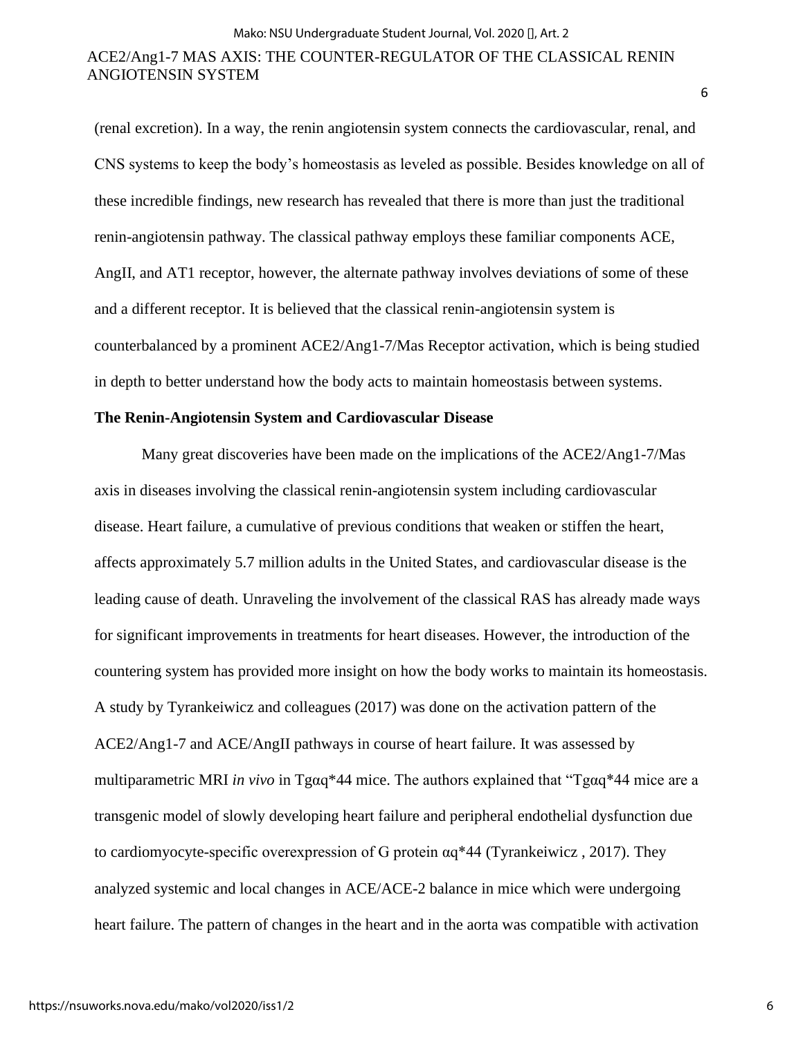(renal excretion). In a way, the renin angiotensin system connects the cardiovascular, renal, and CNS systems to keep the body's homeostasis as leveled as possible. Besides knowledge on all of these incredible findings, new research has revealed that there is more than just the traditional renin-angiotensin pathway. The classical pathway employs these familiar components ACE, AngII, and AT1 receptor, however, the alternate pathway involves deviations of some of these and a different receptor. It is believed that the classical renin-angiotensin system is counterbalanced by a prominent ACE2/Ang1-7/Mas Receptor activation, which is being studied in depth to better understand how the body acts to maintain homeostasis between systems.

**The Renin-Angiotensin System and Cardiovascular Disease**

Many great discoveries have been made on the implications of the ACE2/Ang1-7/Mas axis in diseases involving the classical renin-angiotensin system including cardiovascular disease. Heart failure, a cumulative of previous conditions that weaken or stiffen the heart, affects approximately 5.7 million adults in the United States, and cardiovascular disease is the leading cause of death. Unraveling the involvement of the classical RAS has already made ways for significant improvements in treatments for heart diseases. However, the introduction of the countering system has provided more insight on how the body works to maintain its homeostasis. A study by Tyrankeiwicz and colleagues (2017) was done on the activation pattern of the ACE2/Ang1-7 and ACE/AngII pathways in course of heart failure. It was assessed by multiparametric MRI *in vivo* in Tgαq*44 mice. The authors explained that "Tgαq*44 mice are a transgenic model of slowly developing heart failure and peripheral endothelial dysfunction due to cardiomyocyte-specific overexpression of G protein αq*44 (Tyrankeiwicz , 2017). They analyzed systemic and local changes in ACE/ACE-2 balance in mice which were undergoing heart failure. The pattern of changes in the heart and in the aorta was compatible with activation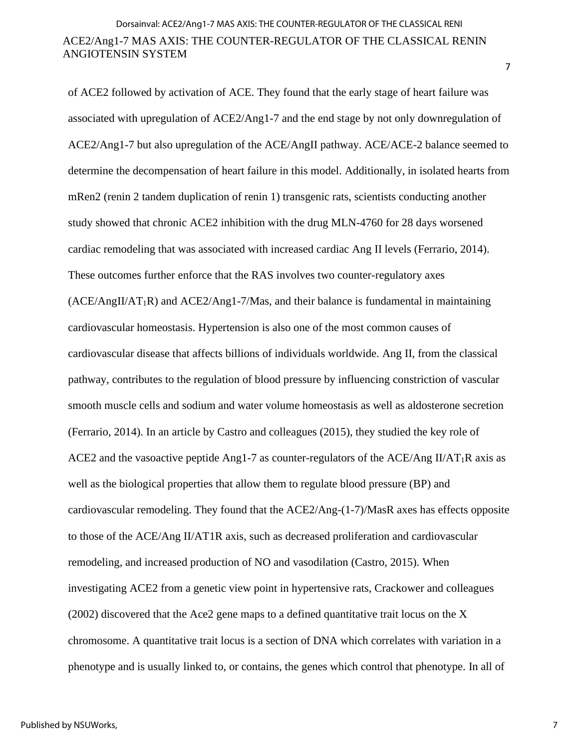of ACE2 followed by activation of ACE. They found that the early stage of heart failure was associated with upregulation of ACE2/Ang1-7 and the end stage by not only downregulation of ACE2/Ang1-7 but also upregulation of the ACE/AngII pathway. ACE/ACE-2 balance seemed to determine the decompensation of heart failure in this model. Additionally, in isolated hearts from mRen2 (renin 2 tandem duplication of renin 1) transgenic rats, scientists conducting another study showed that chronic ACE2 inhibition with the drug MLN-4760 for 28 days worsened cardiac remodeling that was associated with increased cardiac Ang II levels (Ferrario, 2014). These outcomes further enforce that the RAS involves two counter-regulatory axes (ACE/AngII/$AT_1$R) and ACE2/Ang1-7/Mas, and their balance is fundamental in maintaining cardiovascular homeostasis. Hypertension is also one of the most common causes of cardiovascular disease that affects billions of individuals worldwide. Ang II, from the classical pathway, contributes to the regulation of blood pressure by influencing constriction of vascular smooth muscle cells and sodium and water volume homeostasis as well as aldosterone secretion (Ferrario, 2014). In an article by Castro and colleagues (2015), they studied the key role of ACE2 and the vasoactive peptide Ang1-7 as counter-regulators of the ACE/Ang II/$AT_1$R axis as well as the biological properties that allow them to regulate blood pressure (BP) and cardiovascular remodeling. They found that the ACE2/Ang-(1-7)/MasR axes has effects opposite to those of the ACE/Ang II/AT1R axis, such as decreased proliferation and cardiovascular remodeling, and increased production of NO and vasodilation (Castro, 2015). When investigating ACE2 from a genetic view point in hypertensive rats, Crackower and colleagues (2002) discovered that the Ace2 gene maps to a defined quantitative trait locus on the X chromosome. A quantitative trait locus is a section of DNA which correlates with variation in a phenotype and is usually linked to, or contains, the genes which control that phenotype. In all of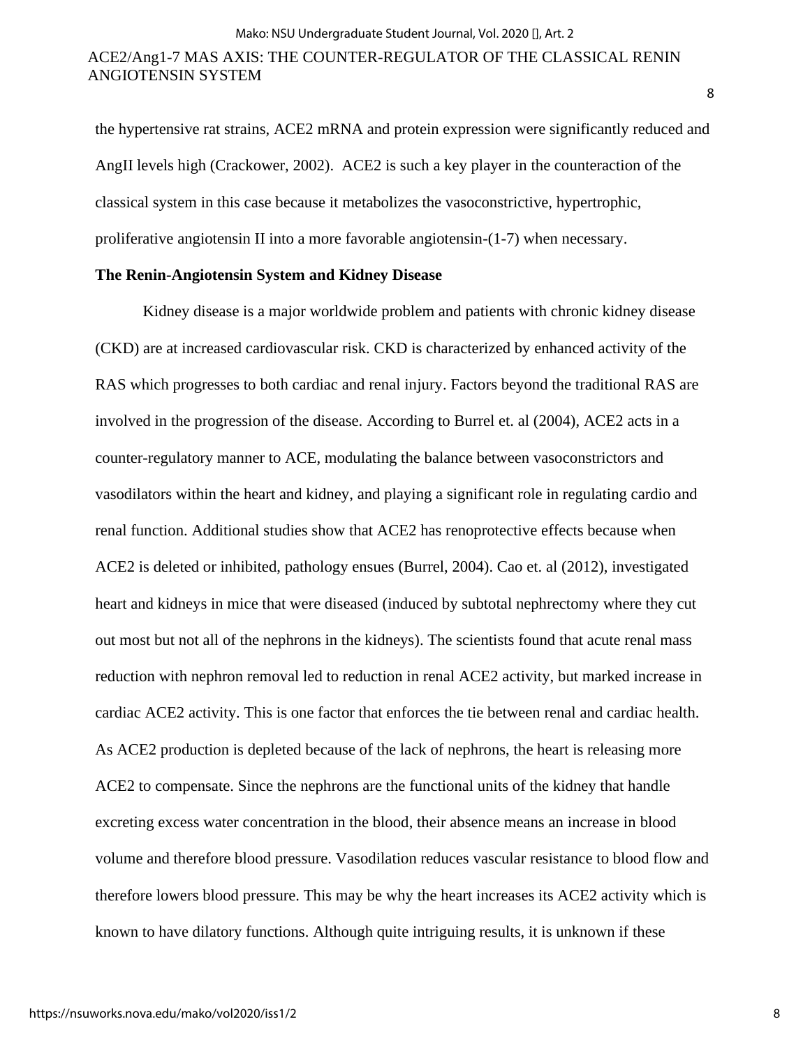the hypertensive rat strains, ACE2 mRNA and protein expression were significantly reduced and AngII levels high (Crackower, 2002). ACE2 is such a key player in the counteraction of the classical system in this case because it metabolizes the vasoconstrictive, hypertrophic, proliferative angiotensin II into a more favorable angiotensin-(1-7) when necessary.

**The Renin-Angiotensin System and Kidney Disease**

Kidney disease is a major worldwide problem and patients with chronic kidney disease (CKD) are at increased cardiovascular risk. CKD is characterized by enhanced activity of the RAS which progresses to both cardiac and renal injury. Factors beyond the traditional RAS are involved in the progression of the disease. According to Burrel et. al (2004), ACE2 acts in a counter-regulatory manner to ACE, modulating the balance between vasoconstrictors and vasodilators within the heart and kidney, and playing a significant role in regulating cardio and renal function. Additional studies show that ACE2 has renoprotective effects because when ACE2 is deleted or inhibited, pathology ensues (Burrel, 2004). Cao et. al (2012), investigated heart and kidneys in mice that were diseased (induced by subtotal nephrectomy where they cut out most but not all of the nephrons in the kidneys). The scientists found that acute renal mass reduction with nephron removal led to reduction in renal ACE2 activity, but marked increase in cardiac ACE2 activity. This is one factor that enforces the tie between renal and cardiac health. As ACE2 production is depleted because of the lack of nephrons, the heart is releasing more ACE2 to compensate. Since the nephrons are the functional units of the kidney that handle excreting excess water concentration in the blood, their absence means an increase in blood volume and therefore blood pressure. Vasodilation reduces vascular resistance to blood flow and therefore lowers blood pressure. This may be why the heart increases its ACE2 activity which is known to have dilatory functions. Although quite intriguing results, it is unknown if these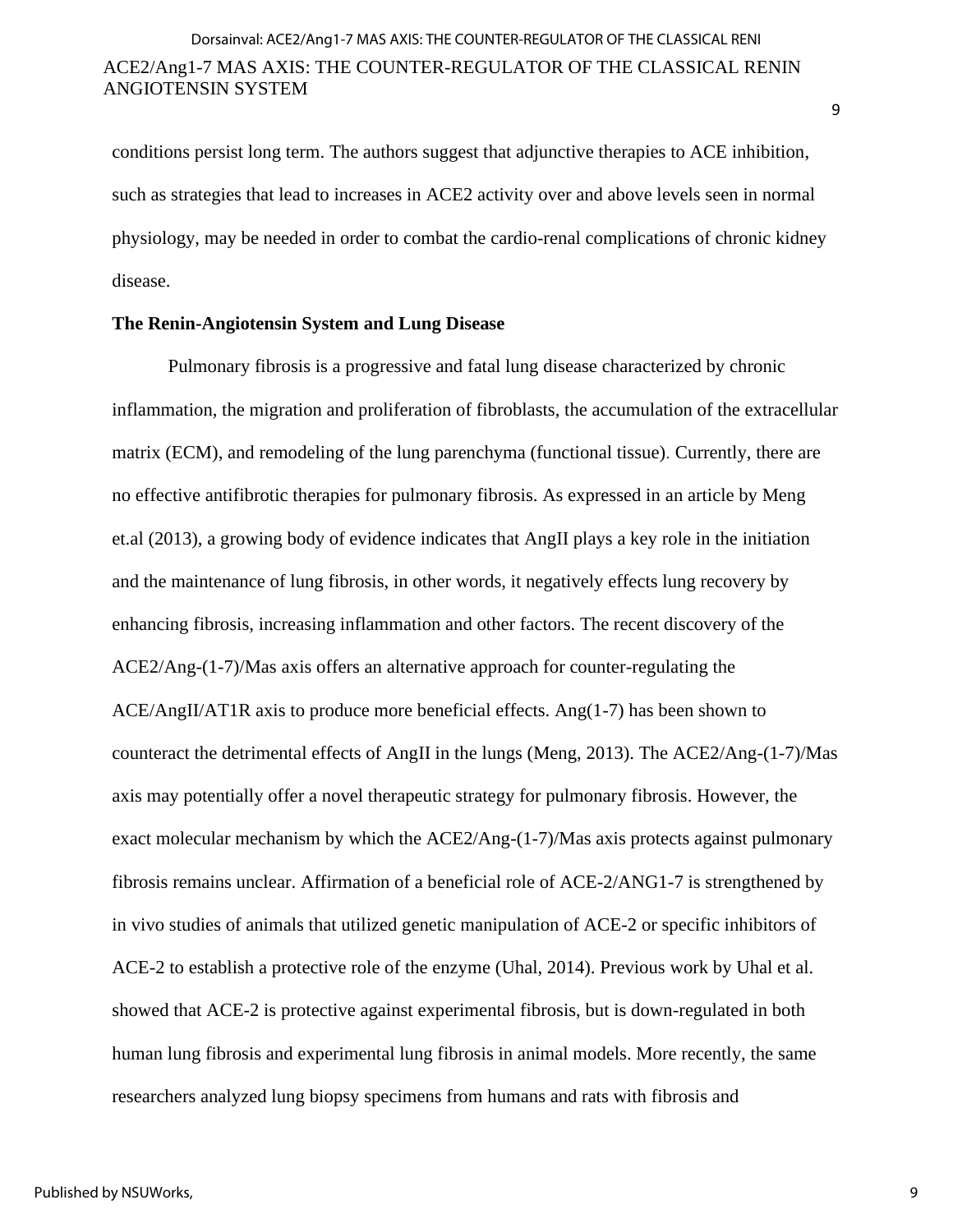conditions persist long term. The authors suggest that adjunctive therapies to ACE inhibition, such as strategies that lead to increases in ACE2 activity over and above levels seen in normal physiology, may be needed in order to combat the cardio-renal complications of chronic kidney disease.

**The Renin-Angiotensin System and Lung Disease**

Pulmonary fibrosis is a progressive and fatal lung disease characterized by chronic inflammation, the migration and proliferation of fibroblasts, the accumulation of the extracellular matrix (ECM), and remodeling of the lung parenchyma (functional tissue). Currently, there are no effective antifibrotic therapies for pulmonary fibrosis. As expressed in an article by Meng et.al (2013), a growing body of evidence indicates that AngII plays a key role in the initiation and the maintenance of lung fibrosis, in other words, it negatively effects lung recovery by enhancing fibrosis, increasing inflammation and other factors. The recent discovery of the ACE2/Ang-(1-7)/Mas axis offers an alternative approach for counter-regulating the ACE/AngII/AT1R axis to produce more beneficial effects. Ang(1-7) has been shown to counteract the detrimental effects of AngII in the lungs (Meng, 2013). The ACE2/Ang-(1-7)/Mas axis may potentially offer a novel therapeutic strategy for pulmonary fibrosis. However, the exact molecular mechanism by which the ACE2/Ang-(1-7)/Mas axis protects against pulmonary fibrosis remains unclear. Affirmation of a beneficial role of ACE-2/ANG1-7 is strengthened by in vivo studies of animals that utilized genetic manipulation of ACE-2 or specific inhibitors of ACE-2 to establish a protective role of the enzyme (Uhal, 2014). Previous work by Uhal et al. showed that ACE-2 is protective against experimental fibrosis, but is down-regulated in both human lung fibrosis and experimental lung fibrosis in animal models. More recently, the same researchers analyzed lung biopsy specimens from humans and rats with fibrosis and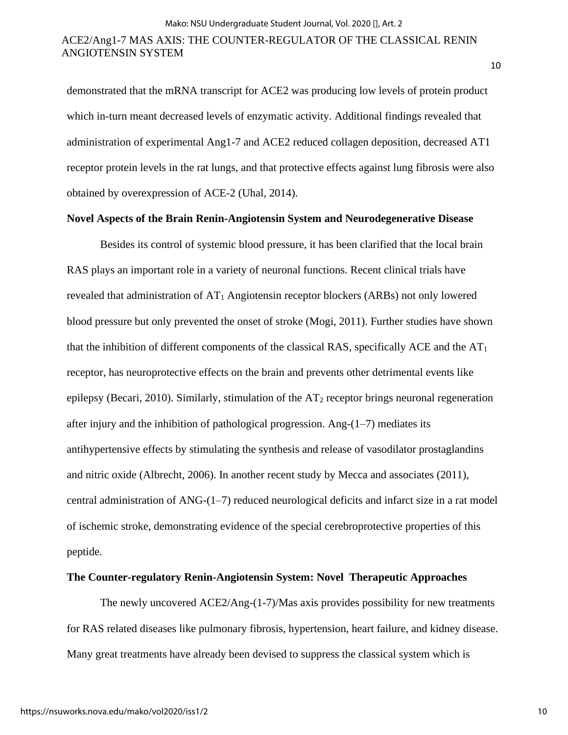demonstrated that the mRNA transcript for ACE2 was producing low levels of protein product which in-turn meant decreased levels of enzymatic activity. Additional findings revealed that administration of experimental Ang1-7 and ACE2 reduced collagen deposition, decreased AT1 receptor protein levels in the rat lungs, and that protective effects against lung fibrosis were also obtained by overexpression of ACE-2 (Uhal, 2014).

**Novel Aspects of the Brain Renin-Angiotensin System and Neurodegenerative Disease**

Besides its control of systemic blood pressure, it has been clarified that the local brain RAS plays an important role in a variety of neuronal functions. Recent clinical trials have revealed that administration of $AT_1$ Angiotensin receptor blockers (ARBs) not only lowered blood pressure but only prevented the onset of stroke (Mogi, 2011). Further studies have shown that the inhibition of different components of the classical RAS, specifically ACE and the $AT_1$ receptor, has neuroprotective effects on the brain and prevents other detrimental events like epilepsy (Becari, 2010). Similarly, stimulation of the $AT_2$ receptor brings neuronal regeneration after injury and the inhibition of pathological progression. Ang-(1–7) mediates its antihypertensive effects by stimulating the synthesis and release of vasodilator prostaglandins and nitric oxide (Albrecht, 2006). In another recent study by Mecca and associates (2011), central administration of ANG-(1–7) reduced neurological deficits and infarct size in a rat model of ischemic stroke, demonstrating evidence of the special cerebroprotective properties of this peptide.

**The Counter-regulatory Renin-Angiotensin System: Novel Therapeutic Approaches**

The newly uncovered ACE2/Ang-(1-7)/Mas axis provides possibility for new treatments for RAS related diseases like pulmonary fibrosis, hypertension, heart failure, and kidney disease. Many great treatments have already been devised to suppress the classical system which is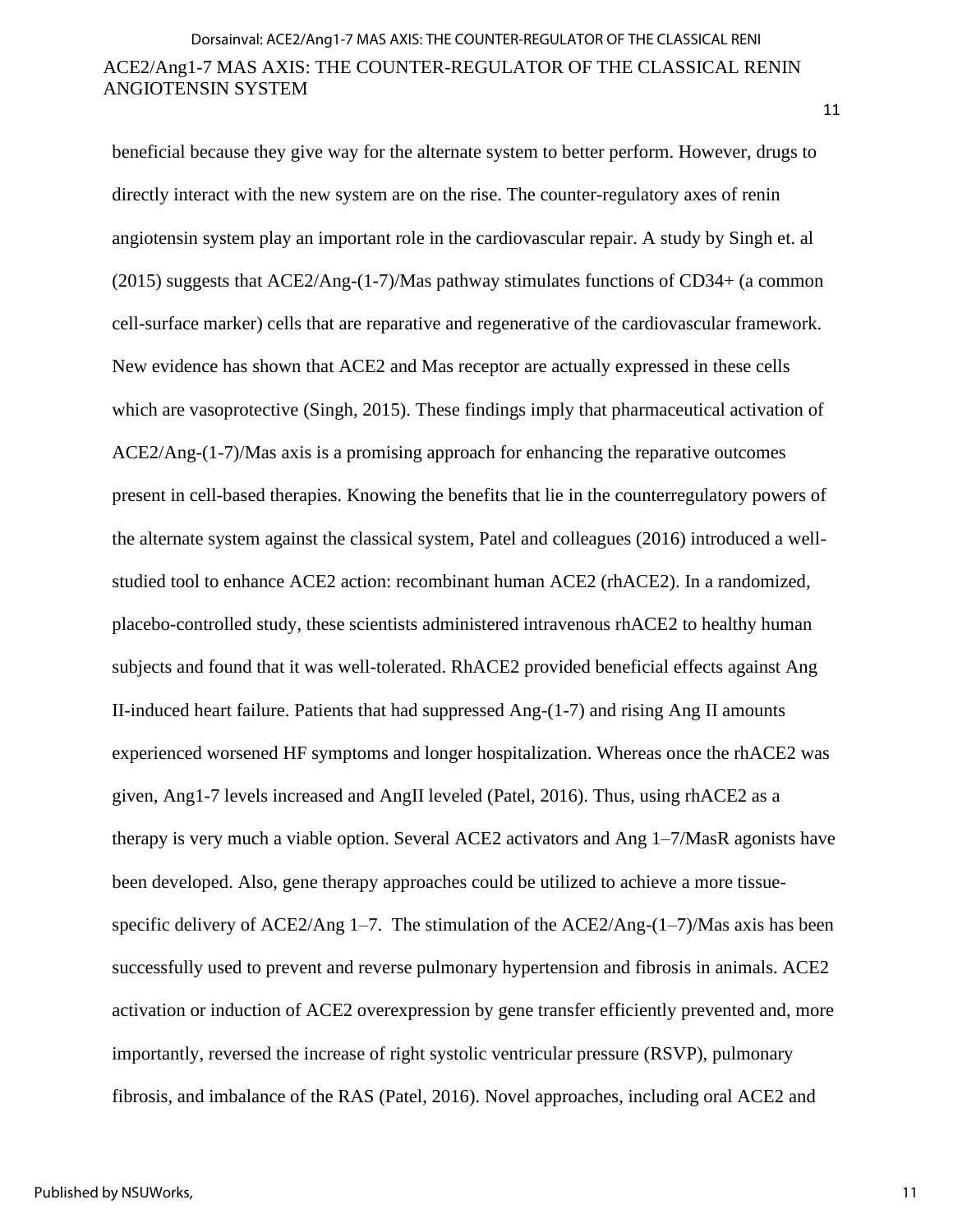beneficial because they give way for the alternate system to better perform. However, drugs to directly interact with the new system are on the rise. The counter-regulatory axes of renin angiotensin system play an important role in the cardiovascular repair. A study by Singh et. al (2015) suggests that ACE2/Ang-(1-7)/Mas pathway stimulates functions of CD34+ (a common cell-surface marker) cells that are reparative and regenerative of the cardiovascular framework. New evidence has shown that ACE2 and Mas receptor are actually expressed in these cells which are vasoprotective (Singh, 2015). These findings imply that pharmaceutical activation of ACE2/Ang-(1-7)/Mas axis is a promising approach for enhancing the reparative outcomes present in cell-based therapies. Knowing the benefits that lie in the counterregulatory powers of the alternate system against the classical system, Patel and colleagues (2016) introduced a well-studied tool to enhance ACE2 action: recombinant human ACE2 (rhACE2). In a randomized, placebo-controlled study, these scientists administered intravenous rhACE2 to healthy human subjects and found that it was well-tolerated. RhACE2 provided beneficial effects against Ang II-induced heart failure. Patients that had suppressed Ang-(1-7) and rising Ang II amounts experienced worsened HF symptoms and longer hospitalization. Whereas once the rhACE2 was given, Ang1-7 levels increased and AngII leveled (Patel, 2016). Thus, using rhACE2 as a therapy is very much a viable option. Several ACE2 activators and Ang 1–7/MasR agonists have been developed. Also, gene therapy approaches could be utilized to achieve a more tissue-specific delivery of ACE2/Ang 1–7. The stimulation of the ACE2/Ang-(1–7)/Mas axis has been successfully used to prevent and reverse pulmonary hypertension and fibrosis in animals. ACE2 activation or induction of ACE2 overexpression by gene transfer efficiently prevented and, more importantly, reversed the increase of right systolic ventricular pressure (RSVP), pulmonary fibrosis, and imbalance of the RAS (Patel, 2016). Novel approaches, including oral ACE2 and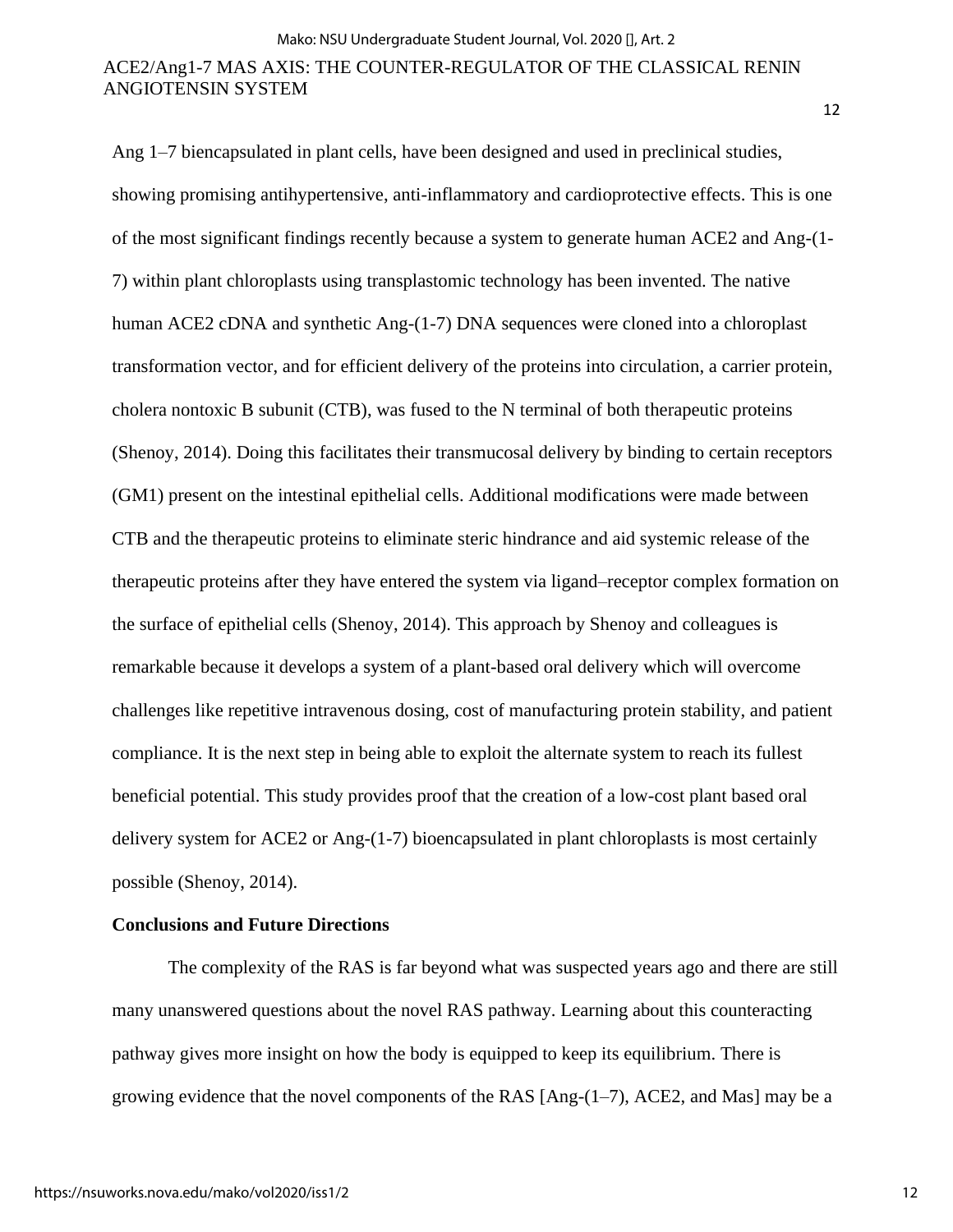Ang 1–7 biencapsulated in plant cells, have been designed and used in preclinical studies, showing promising antihypertensive, anti-inflammatory and cardioprotective effects. This is one of the most significant findings recently because a system to generate human ACE2 and Ang-(1-7) within plant chloroplasts using transplastomic technology has been invented. The native human ACE2 cDNA and synthetic Ang-(1-7) DNA sequences were cloned into a chloroplast transformation vector, and for efficient delivery of the proteins into circulation, a carrier protein, cholera nontoxic B subunit (CTB), was fused to the N terminal of both therapeutic proteins (Shenoy, 2014). Doing this facilitates their transmucosal delivery by binding to certain receptors (GM1) present on the intestinal epithelial cells. Additional modifications were made between CTB and the therapeutic proteins to eliminate steric hindrance and aid systemic release of the therapeutic proteins after they have entered the system via ligand–receptor complex formation on the surface of epithelial cells (Shenoy, 2014). This approach by Shenoy and colleagues is remarkable because it develops a system of a plant-based oral delivery which will overcome challenges like repetitive intravenous dosing, cost of manufacturing protein stability, and patient compliance. It is the next step in being able to exploit the alternate system to reach its fullest beneficial potential. This study provides proof that the creation of a low-cost plant based oral delivery system for ACE2 or Ang-(1-7) bioencapsulated in plant chloroplasts is most certainly possible (Shenoy, 2014).

## Conclusions and Future Directions

The complexity of the RAS is far beyond what was suspected years ago and there are still many unanswered questions about the novel RAS pathway. Learning about this counteracting pathway gives more insight on how the body is equipped to keep its equilibrium. There is growing evidence that the novel components of the RAS [Ang-(1–7), ACE2, and Mas] may be a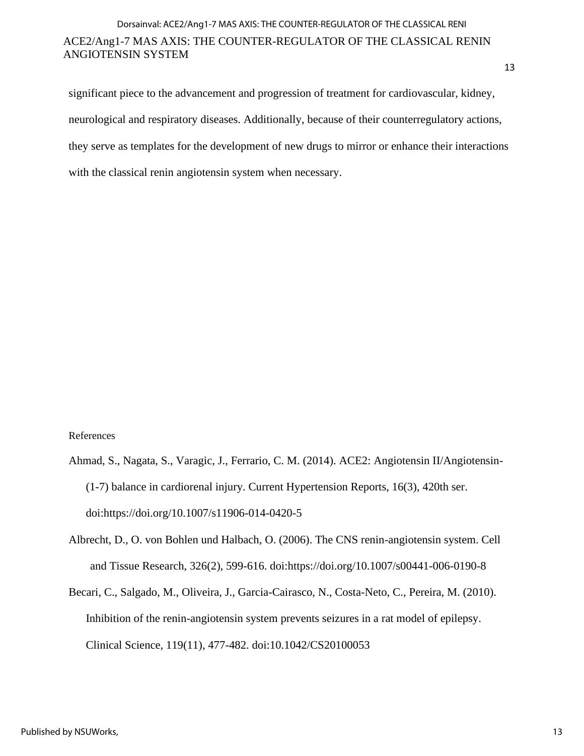significant piece to the advancement and progression of treatment for cardiovascular, kidney, neurological and respiratory diseases. Additionally, because of their counterregulatory actions, they serve as templates for the development of new drugs to mirror or enhance their interactions with the classical renin angiotensin system when necessary.

References

Ahmad, S., Nagata, S., Varagic, J., Ferrario, C. M. (2014). ACE2: Angiotensin II/Angiotensin-(1-7) balance in cardiorenal injury. Current Hypertension Reports, 16(3), 420th ser. doi:https://doi.org/10.1007/s11906-014-0420-5

Albrecht, D., O. von Bohlen und Halbach, O. (2006). The CNS renin-angiotensin system. Cell and Tissue Research, 326(2), 599-616. doi:https://doi.org/10.1007/s00441-006-0190-8

Becari, C., Salgado, M., Oliveira, J., Garcia-Cairasco, N., Costa-Neto, C., Pereira, M. (2010). Inhibition of the renin-angiotensin system prevents seizures in a rat model of epilepsy. Clinical Science, 119(11), 477-482. doi:10.1042/CS20100053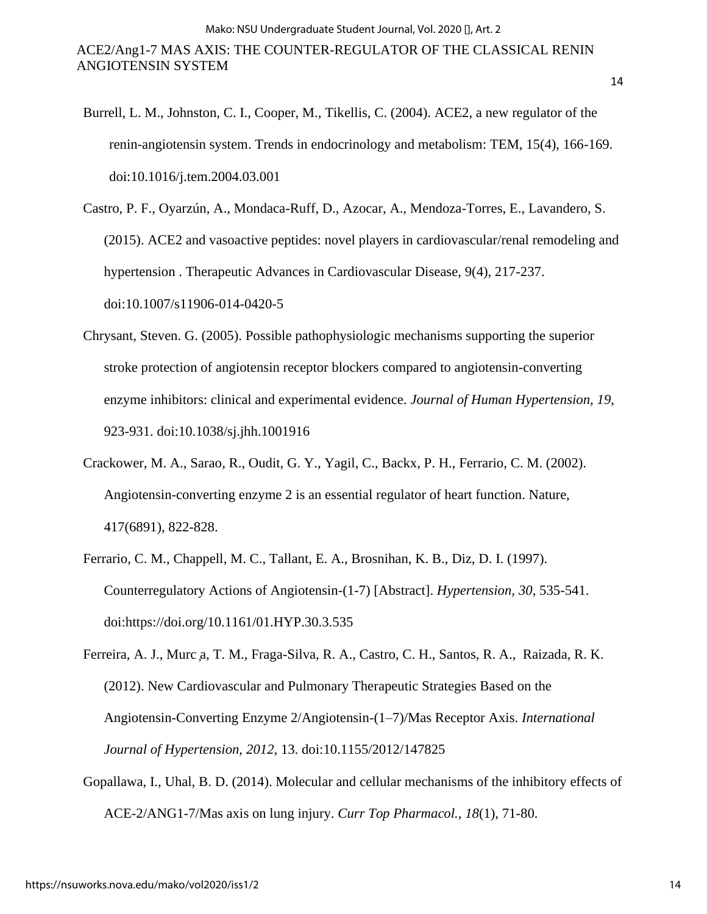Burrell, L. M., Johnston, C. I., Cooper, M., Tikellis, C. (2004). ACE2, a new regulator of the renin-angiotensin system. Trends in endocrinology and metabolism: TEM, 15(4), 166-169. doi:10.1016/j.tem.2004.03.001

Castro, P. F., Oyarzún, A., Mondaca-Ruff, D., Azocar, A., Mendoza-Torres, E., Lavandero, S. (2015). ACE2 and vasoactive peptides: novel players in cardiovascular/renal remodeling and hypertension . Therapeutic Advances in Cardiovascular Disease, 9(4), 217-237. doi:10.1007/s11906-014-0420-5

Chrysant, Steven. G. (2005). Possible pathophysiologic mechanisms supporting the superior stroke protection of angiotensin receptor blockers compared to angiotensin-converting enzyme inhibitors: clinical and experimental evidence. *Journal of Human Hypertension, 19*, 923-931. doi:10.1038/sj.jhh.1001916

Crackower, M. A., Sarao, R., Oudit, G. Y., Yagil, C., Backx, P. H., Ferrario, C. M. (2002). Angiotensin-converting enzyme 2 is an essential regulator of heart function. Nature, 417(6891), 822-828.

Ferrario, C. M., Chappell, M. C., Tallant, E. A., Brosnihan, K. B., Diz, D. I. (1997). Counterregulatory Actions of Angiotensin-(1-7) [Abstract]. *Hypertension*, *30*, 535-541. doi:https://doi.org/10.1161/01.HYP.30.3.535

Ferreira, A. J., Murc ̧a, T. M., Fraga-Silva, R. A., Castro, C. H., Santos, R. A., Raizada, R. K. (2012). New Cardiovascular and Pulmonary Therapeutic Strategies Based on the Angiotensin-Converting Enzyme 2/Angiotensin-(1–7)/Mas Receptor Axis. *International Journal of Hypertension, 2012*, 13. doi:10.1155/2012/147825

Gopallawa, I., Uhal, B. D. (2014). Molecular and cellular mechanisms of the inhibitory effects of ACE-2/ANG1-7/Mas axis on lung injury. *Curr Top Pharmacol.*, *18*(1), 71-80.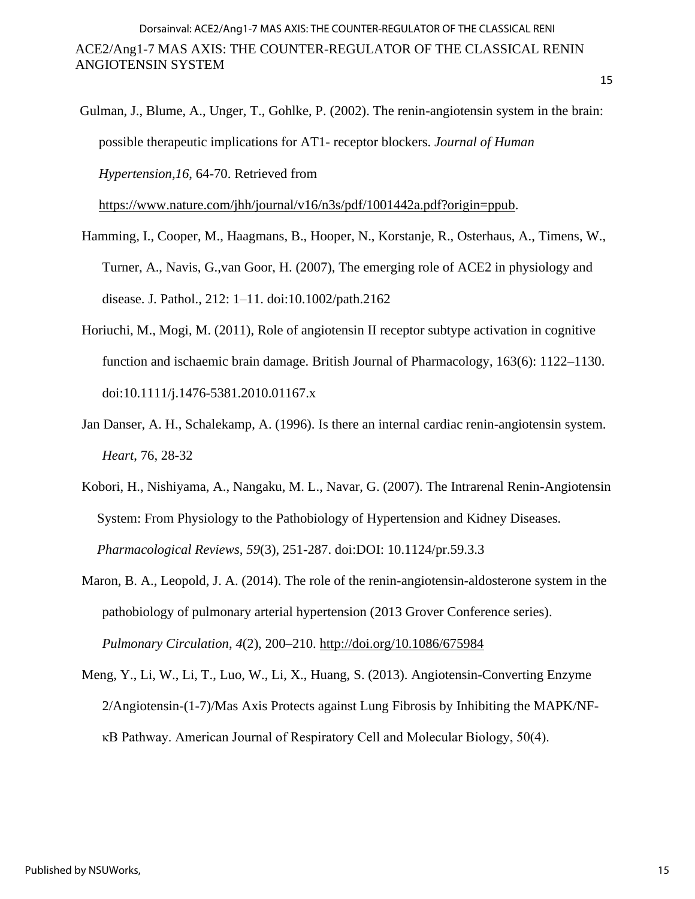Gulman, J., Blume, A., Unger, T., Gohlke, P. (2002). The renin-angiotensin system in the brain: possible therapeutic implications for AT1- receptor blockers. *Journal of Human Hypertension,16*, 64-70. Retrieved from https://www.nature.com/jhh/journal/v16/n3s/pdf/1001442a.pdf?origin=ppub.

Hamming, I., Cooper, M., Haagmans, B., Hooper, N., Korstanje, R., Osterhaus, A., Timens, W., Turner, A., Navis, G.,van Goor, H. (2007), The emerging role of ACE2 in physiology and disease. J. Pathol., 212: 1–11. doi:10.1002/path.2162

Horiuchi, M., Mogi, M. (2011), Role of angiotensin II receptor subtype activation in cognitive function and ischaemic brain damage. British Journal of Pharmacology, 163(6): 1122–1130. doi:10.1111/j.1476-5381.2010.01167.x

Jan Danser, A. H., Schalekamp, A. (1996). Is there an internal cardiac renin-angiotensin system. *Heart*, 76, 28-32

Kobori, H., Nishiyama, A., Nangaku, M. L., Navar, G. (2007). The Intrarenal Renin-Angiotensin System: From Physiology to the Pathobiology of Hypertension and Kidney Diseases. *Pharmacological Reviews, 59*(3), 251-287. doi:DOI: 10.1124/pr.59.3.3

Maron, B. A., Leopold, J. A. (2014). The role of the renin-angiotensin-aldosterone system in the pathobiology of pulmonary arterial hypertension (2013 Grover Conference series). *Pulmonary Circulation*, *4*(2), 200–210. http://doi.org/10.1086/675984

Meng, Y., Li, W., Li, T., Luo, W., Li, X., Huang, S. (2013). Angiotensin-Converting Enzyme 2/Angiotensin-(1-7)/Mas Axis Protects against Lung Fibrosis by Inhibiting the MAPK/NF-κB Pathway. American Journal of Respiratory Cell and Molecular Biology, 50(4).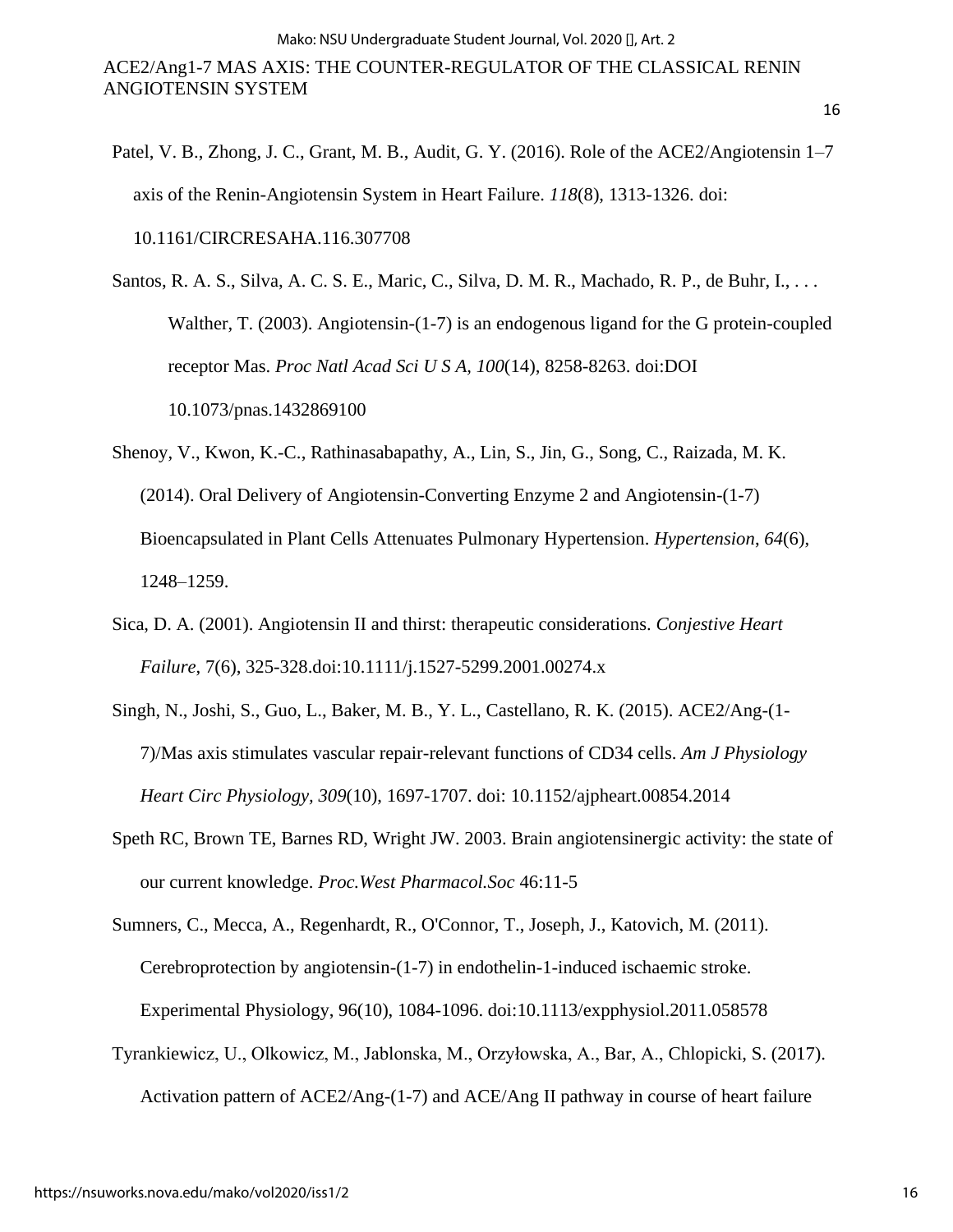Patel, V. B., Zhong, J. C., Grant, M. B., Audit, G. Y. (2016). Role of the ACE2/Angiotensin 1–7 axis of the Renin-Angiotensin System in Heart Failure. *118*(8), 1313-1326. doi: 10.1161/CIRCRESAHA.116.307708

Santos, R. A. S., Silva, A. C. S. E., Maric, C., Silva, D. M. R., Machado, R. P., de Buhr, I., . . . Walther, T. (2003). Angiotensin-(1-7) is an endogenous ligand for the G protein-coupled receptor Mas. *Proc Natl Acad Sci U S A, 100*(14), 8258-8263. doi:DOI 10.1073/pnas.1432869100

Shenoy, V., Kwon, K.-C., Rathinasabapathy, A., Lin, S., Jin, G., Song, C., Raizada, M. K. (2014). Oral Delivery of Angiotensin-Converting Enzyme 2 and Angiotensin-(1-7) Bioencapsulated in Plant Cells Attenuates Pulmonary Hypertension. *Hypertension*, *64*(6), 1248–1259.

Sica, D. A. (2001). Angiotensin II and thirst: therapeutic considerations. *Conjestive Heart Failure*, 7(6), 325-328.doi:10.1111/j.1527-5299.2001.00274.x

Singh, N., Joshi, S., Guo, L., Baker, M. B., Y. L., Castellano, R. K. (2015). ACE2/Ang-(1-7)/Mas axis stimulates vascular repair-relevant functions of CD34 cells. *Am J Physiology Heart Circ Physiology, 309*(10), 1697-1707. doi: 10.1152/ajpheart.00854.2014

Speth RC, Brown TE, Barnes RD, Wright JW. 2003. Brain angiotensinergic activity: the state of our current knowledge. *Proc.West Pharmacol.Soc* 46:11-5

Sumners, C., Mecca, A., Regenhardt, R., O'Connor, T., Joseph, J., Katovich, M. (2011). Cerebroprotection by angiotensin-(1-7) in endothelin-1-induced ischaemic stroke. Experimental Physiology, 96(10), 1084-1096. doi:10.1113/expphysiol.2011.058578

Tyrankiewicz, U., Olkowicz, M., Jablonska, M., Orzyłowska, A., Bar, A., Chlopicki, S. (2017). Activation pattern of ACE2/Ang-(1-7) and ACE/Ang II pathway in course of heart failure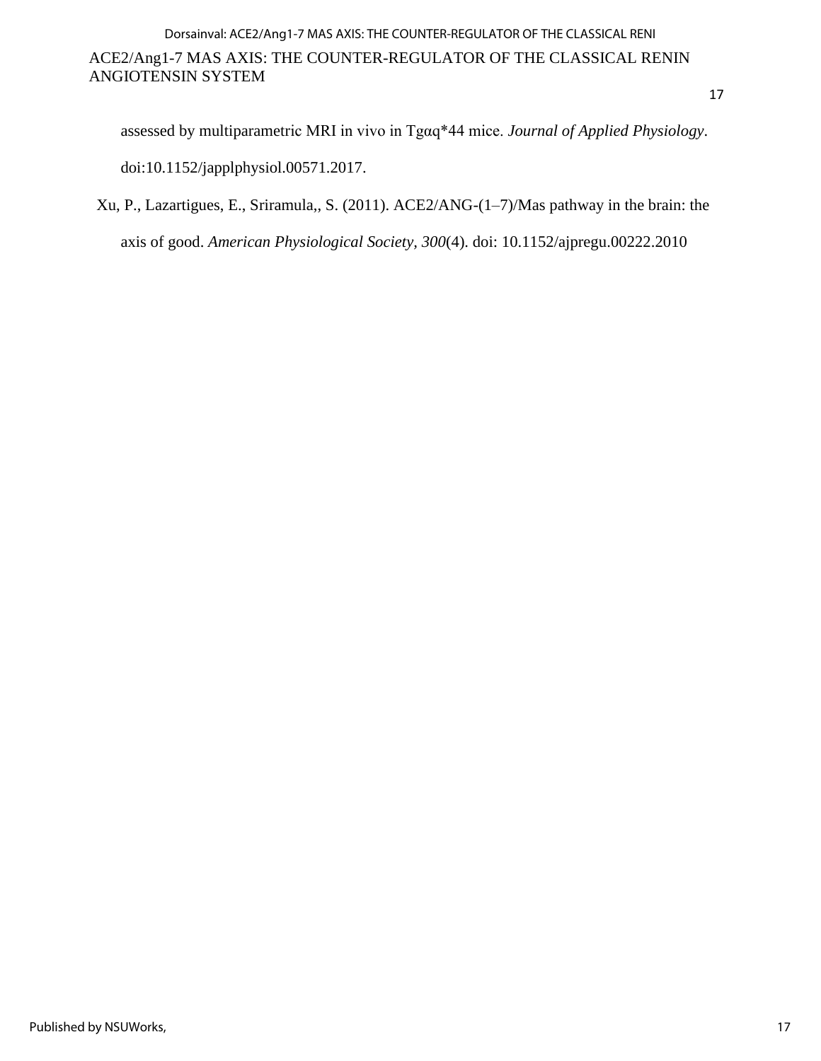assessed by multiparametric MRI in vivo in Tgαq*44 mice. *Journal of Applied Physiology*. doi:10.1152/japplphysiol.00571.2017.

Xu, P., Lazartigues, E., Sriramula,, S. (2011). ACE2/ANG-(1–7)/Mas pathway in the brain: the axis of good. *American Physiological Society, 300*(4). doi: 10.1152/ajpregu.00222.2010